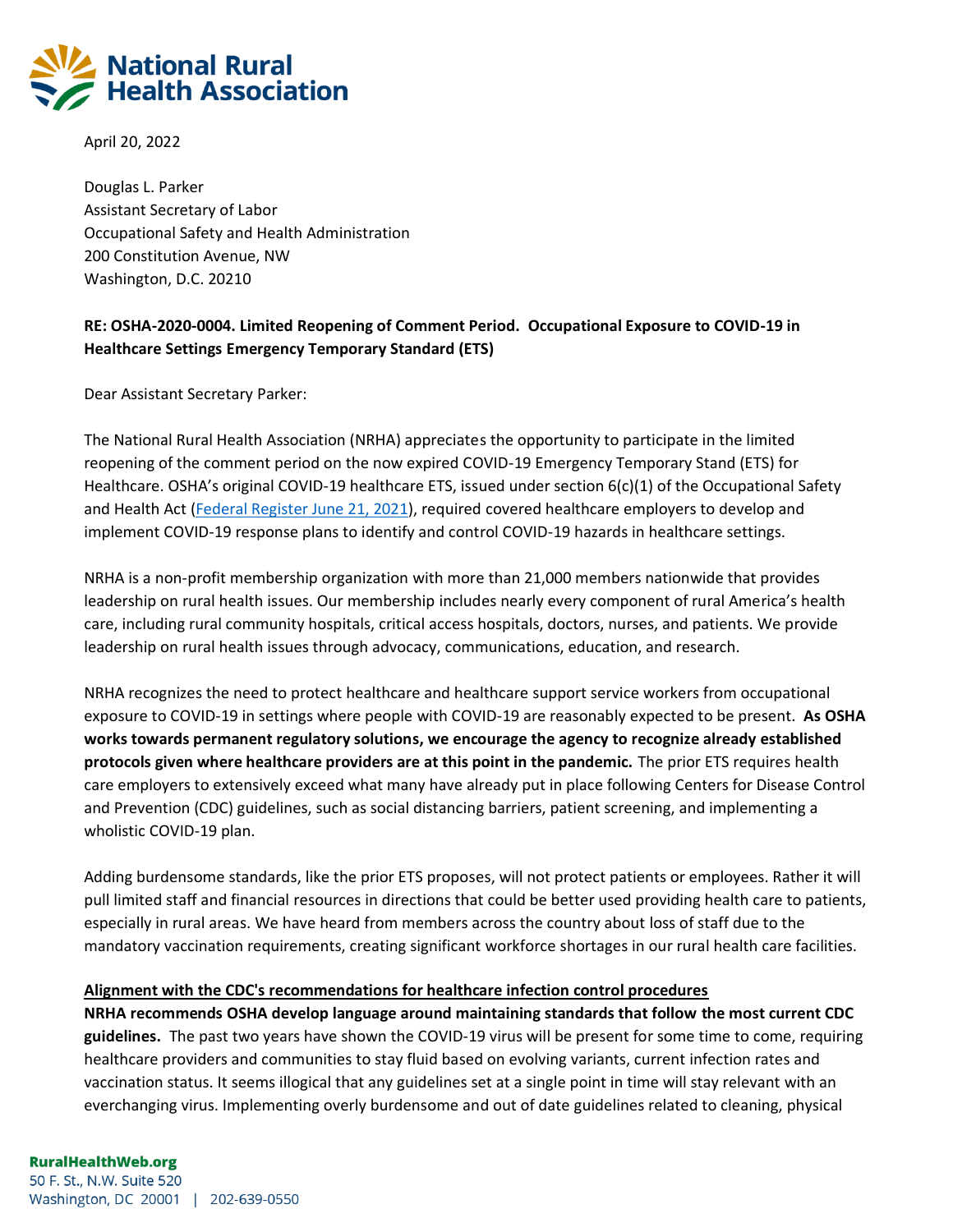April 20, 2022

Douglas L. Parker
Assistant Secretary of Labor
Occupational Safety and Health Administration
200 Constitution Avenue, NW
Washington, D.C. 20210

**RE: OSHA-2020-0004. Limited Reopening of Comment Period. Occupational Exposure to COVID-19 in Healthcare Settings Emergency Temporary Standard (ETS)**

Dear Assistant Secretary Parker:

The National Rural Health Association (NRHA) appreciates the opportunity to participate in the limited reopening of the comment period on the now expired COVID-19 Emergency Temporary Stand (ETS) for Healthcare. OSHA's original COVID-19 healthcare ETS, issued under section 6(c)(1) of the Occupational Safety and Health Act (Federal Register June 21, 2021), required covered healthcare employers to develop and implement COVID-19 response plans to identify and control COVID-19 hazards in healthcare settings.

NRHA is a non-profit membership organization with more than 21,000 members nationwide that provides leadership on rural health issues. Our membership includes nearly every component of rural America's health care, including rural community hospitals, critical access hospitals, doctors, nurses, and patients. We provide leadership on rural health issues through advocacy, communications, education, and research.

NRHA recognizes the need to protect healthcare and healthcare support service workers from occupational exposure to COVID-19 in settings where people with COVID-19 are reasonably expected to be present. **As OSHA works towards permanent regulatory solutions, we encourage the agency to recognize already established protocols given where healthcare providers are at this point in the pandemic.** The prior ETS requires health care employers to extensively exceed what many have already put in place following Centers for Disease Control and Prevention (CDC) guidelines, such as social distancing barriers, patient screening, and implementing a wholistic COVID-19 plan.

Adding burdensome standards, like the prior ETS proposes, will not protect patients or employees. Rather it will pull limited staff and financial resources in directions that could be better used providing health care to patients, especially in rural areas. We have heard from members across the country about loss of staff due to the mandatory vaccination requirements, creating significant workforce shortages in our rural health care facilities.

**Alignment with the CDC's recommendations for healthcare infection control procedures**

**NRHA recommends OSHA develop language around maintaining standards that follow the most current CDC guidelines.** The past two years have shown the COVID-19 virus will be present for some time to come, requiring healthcare providers and communities to stay fluid based on evolving variants, current infection rates and vaccination status. It seems illogical that any guidelines set at a single point in time will stay relevant with an everchanging virus. Implementing overly burdensome and out of date guidelines related to cleaning, physical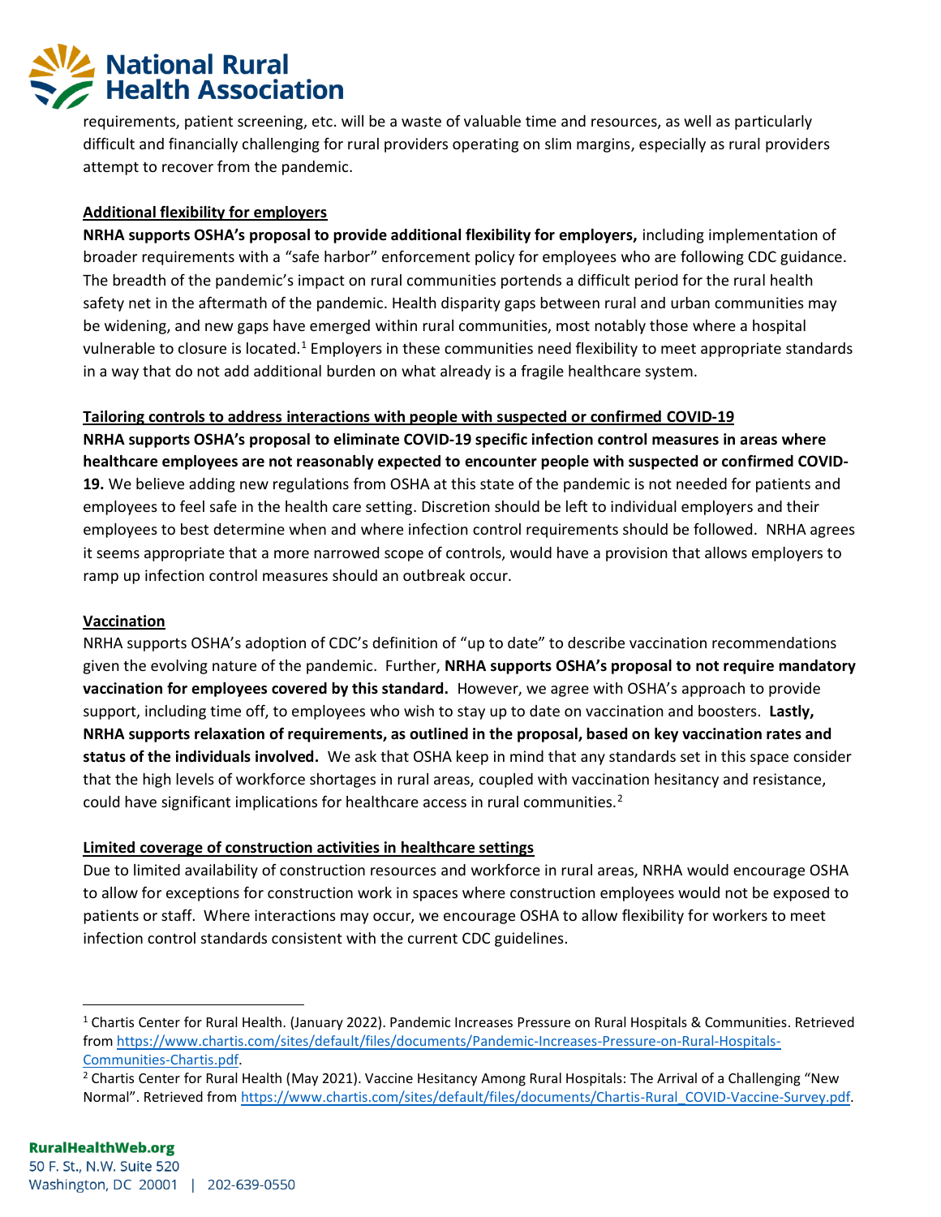requirements, patient screening, etc. will be a waste of valuable time and resources, as well as particularly difficult and financially challenging for rural providers operating on slim margins, especially as rural providers attempt to recover from the pandemic.

**Additional flexibility for employers**

**NRHA supports OSHA's proposal to provide additional flexibility for employers,** including implementation of broader requirements with a "safe harbor" enforcement policy for employees who are following CDC guidance. The breadth of the pandemic's impact on rural communities portends a difficult period for the rural health safety net in the aftermath of the pandemic. Health disparity gaps between rural and urban communities may be widening, and new gaps have emerged within rural communities, most notably those where a hospital vulnerable to closure is located.[1] Employers in these communities need flexibility to meet appropriate standards in a way that do not add additional burden on what already is a fragile healthcare system.

**Tailoring controls to address interactions with people with suspected or confirmed COVID-19**

**NRHA supports OSHA's proposal to eliminate COVID-19 specific infection control measures in areas where healthcare employees are not reasonably expected to encounter people with suspected or confirmed COVID-19.** We believe adding new regulations from OSHA at this state of the pandemic is not needed for patients and employees to feel safe in the health care setting. Discretion should be left to individual employers and their employees to best determine when and where infection control requirements should be followed. NRHA agrees it seems appropriate that a more narrowed scope of controls, would have a provision that allows employers to ramp up infection control measures should an outbreak occur.

**Vaccination**

NRHA supports OSHA's adoption of CDC's definition of "up to date" to describe vaccination recommendations given the evolving nature of the pandemic. Further, **NRHA supports OSHA's proposal to not require mandatory vaccination for employees covered by this standard.** However, we agree with OSHA's approach to provide support, including time off, to employees who wish to stay up to date on vaccination and boosters. **Lastly, NRHA supports relaxation of requirements, as outlined in the proposal, based on key vaccination rates and status of the individuals involved.** We ask that OSHA keep in mind that any standards set in this space consider that the high levels of workforce shortages in rural areas, coupled with vaccination hesitancy and resistance, could have significant implications for healthcare access in rural communities.[2]

**Limited coverage of construction activities in healthcare settings**

Due to limited availability of construction resources and workforce in rural areas, NRHA would encourage OSHA to allow for exceptions for construction work in spaces where construction employees would not be exposed to patients or staff. Where interactions may occur, we encourage OSHA to allow flexibility for workers to meet infection control standards consistent with the current CDC guidelines.

---

[1] Chartis Center for Rural Health. (January 2022). Pandemic Increases Pressure on Rural Hospitals & Communities. Retrieved from https://www.chartis.com/sites/default/files/documents/Pandemic-Increases-Pressure-on-Rural-Hospitals-Communities-Chartis.pdf.

[2] Chartis Center for Rural Health (May 2021). Vaccine Hesitancy Among Rural Hospitals: The Arrival of a Challenging "New Normal". Retrieved from https://www.chartis.com/sites/default/files/documents/Chartis-Rural_COVID-Vaccine-Survey.pdf.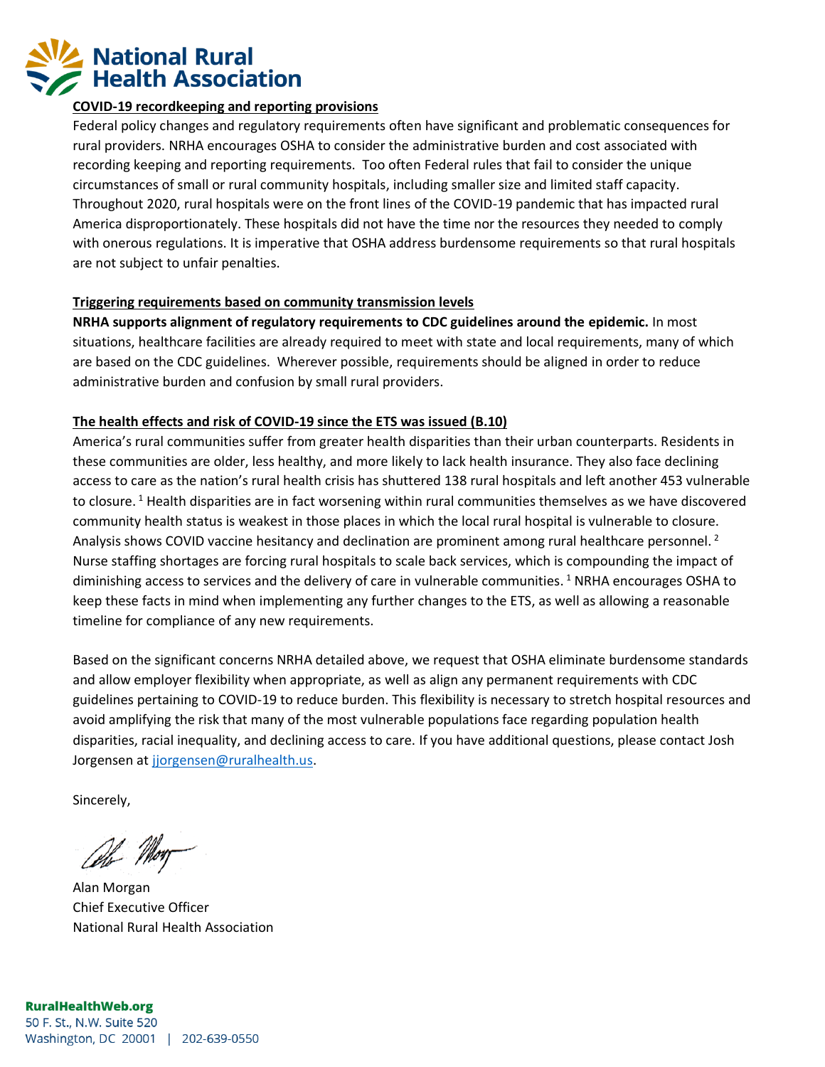**COVID-19 recordkeeping and reporting provisions**

Federal policy changes and regulatory requirements often have significant and problematic consequences for rural providers. NRHA encourages OSHA to consider the administrative burden and cost associated with recording keeping and reporting requirements. Too often Federal rules that fail to consider the unique circumstances of small or rural community hospitals, including smaller size and limited staff capacity. Throughout 2020, rural hospitals were on the front lines of the COVID-19 pandemic that has impacted rural America disproportionately. These hospitals did not have the time nor the resources they needed to comply with onerous regulations. It is imperative that OSHA address burdensome requirements so that rural hospitals are not subject to unfair penalties.

**Triggering requirements based on community transmission levels**

**NRHA supports alignment of regulatory requirements to CDC guidelines around the epidemic.** In most situations, healthcare facilities are already required to meet with state and local requirements, many of which are based on the CDC guidelines. Wherever possible, requirements should be aligned in order to reduce administrative burden and confusion by small rural providers.

**The health effects and risk of COVID-19 since the ETS was issued (B.10)**

America's rural communities suffer from greater health disparities than their urban counterparts. Residents in these communities are older, less healthy, and more likely to lack health insurance. They also face declining access to care as the nation's rural health crisis has shuttered 138 rural hospitals and left another 453 vulnerable to closure. [1] Health disparities are in fact worsening within rural communities themselves as we have discovered community health status is weakest in those places in which the local rural hospital is vulnerable to closure. Analysis shows COVID vaccine hesitancy and declination are prominent among rural healthcare personnel. [2] Nurse staffing shortages are forcing rural hospitals to scale back services, which is compounding the impact of diminishing access to services and the delivery of care in vulnerable communities. [1] NRHA encourages OSHA to keep these facts in mind when implementing any further changes to the ETS, as well as allowing a reasonable timeline for compliance of any new requirements.

Based on the significant concerns NRHA detailed above, we request that OSHA eliminate burdensome standards and allow employer flexibility when appropriate, as well as align any permanent requirements with CDC guidelines pertaining to COVID-19 to reduce burden. This flexibility is necessary to stretch hospital resources and avoid amplifying the risk that many of the most vulnerable populations face regarding population health disparities, racial inequality, and declining access to care. If you have additional questions, please contact Josh Jorgensen at jjorgensen@ruralhealth.us.

Sincerely,

Alan Morgan
Chief Executive Officer
National Rural Health Association

RuralHealthWeb.org
50 F. St., N.W. Suite 520
Washington, DC 20001 | 202-639-0550